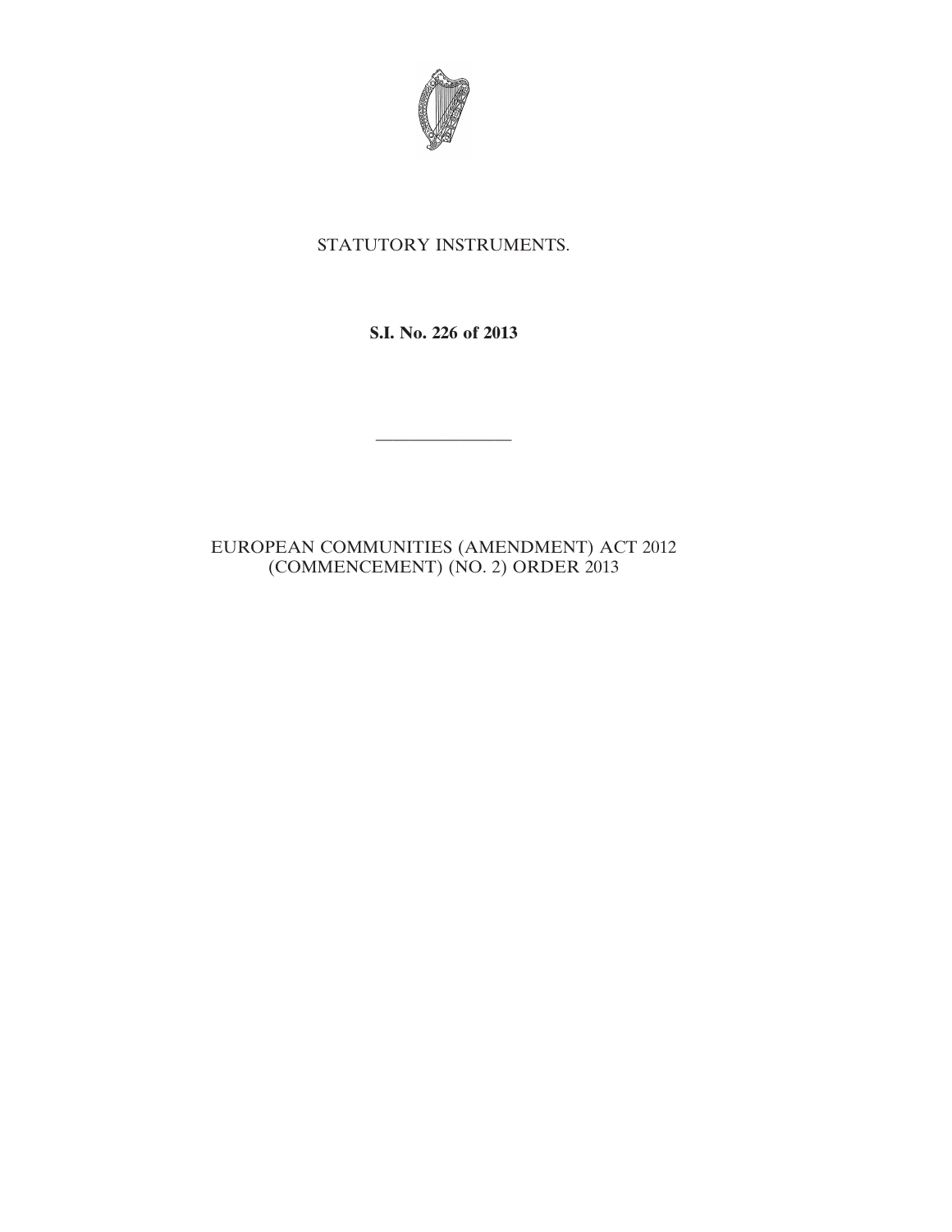STATUTORY INSTRUMENTS.

**S.I. No. 226 of 2013**

---

EUROPEAN COMMUNITIES (AMENDMENT) ACT 2012 (COMMENCEMENT) (NO. 2) ORDER 2013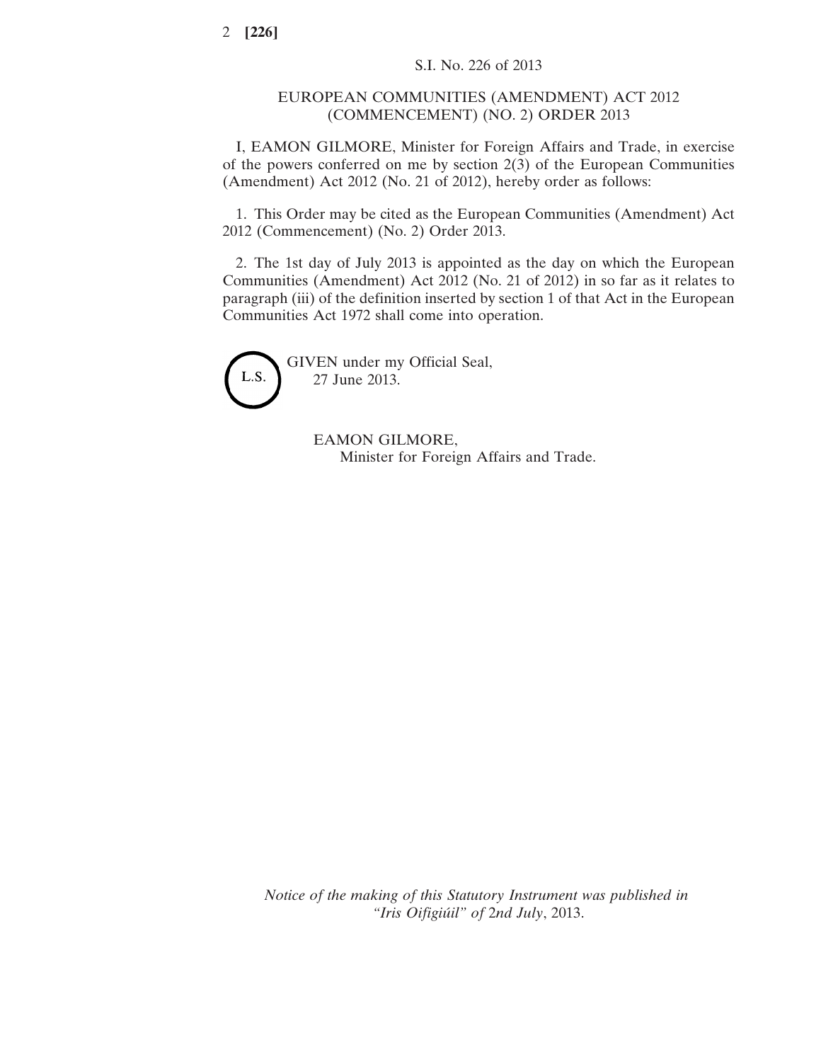S.I. No. 226 of 2013

EUROPEAN COMMUNITIES (AMENDMENT) ACT 2012 (COMMENCEMENT) (NO. 2) ORDER 2013

I, EAMON GILMORE, Minister for Foreign Affairs and Trade, in exercise of the powers conferred on me by section 2(3) of the European Communities (Amendment) Act 2012 (No. 21 of 2012), hereby order as follows:

1. This Order may be cited as the European Communities (Amendment) Act 2012 (Commencement) (No. 2) Order 2013.

2. The 1st day of July 2013 is appointed as the day on which the European Communities (Amendment) Act 2012 (No. 21 of 2012) in so far as it relates to paragraph (iii) of the definition inserted by section 1 of that Act in the European Communities Act 1972 shall come into operation.

L.S.

GIVEN under my Official Seal,
27 June 2013.

EAMON GILMORE,
Minister for Foreign Affairs and Trade.

*Notice of the making of this Statutory Instrument was published in "Iris Oifigiúil" of 2nd July*, 2013.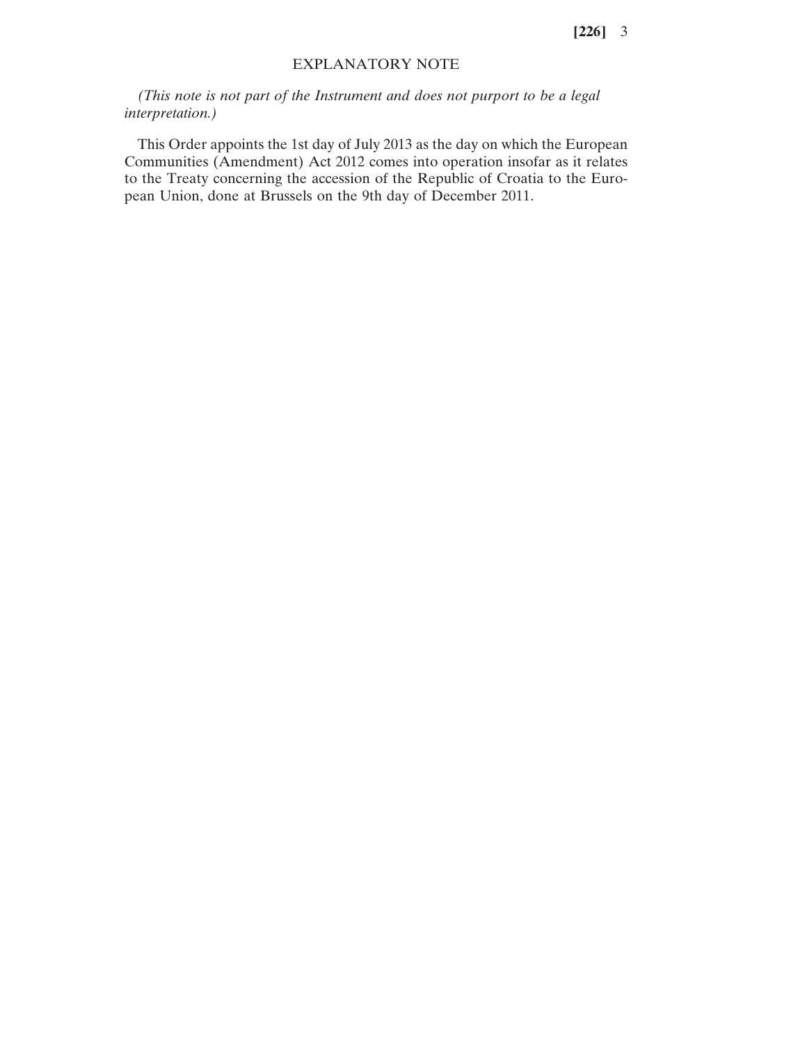## EXPLANATORY NOTE

*(This note is not part of the Instrument and does not purport to be a legal interpretation.)*

This Order appoints the 1st day of July 2013 as the day on which the European Communities (Amendment) Act 2012 comes into operation insofar as it relates to the Treaty concerning the accession of the Republic of Croatia to the European Union, done at Brussels on the 9th day of December 2011.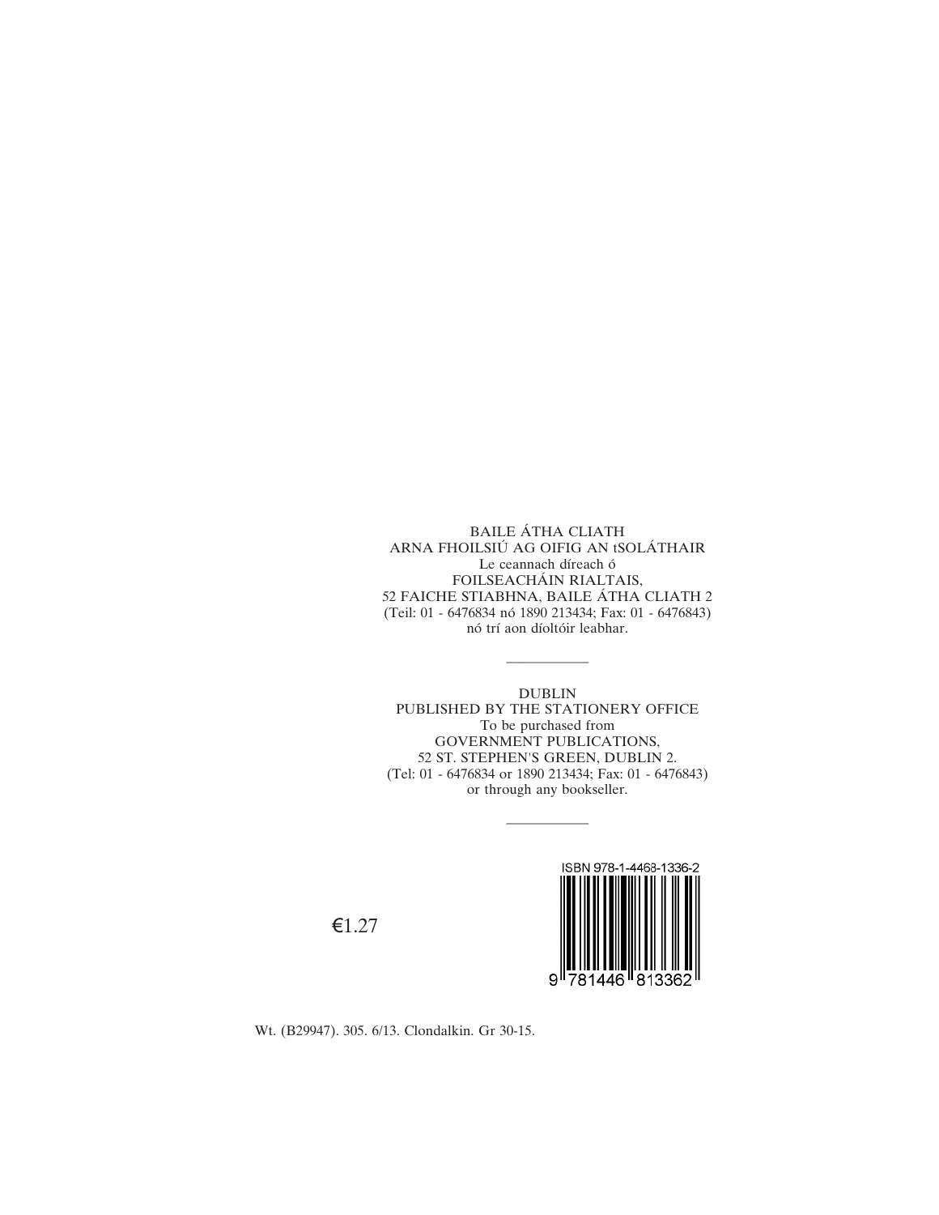BAILE ÁTHA CLIATH
ARNA FHOILSIÚ AG OIFIG AN tSOLÁTHAIR
Le ceannach díreach ó
FOILSEACHÁIN RIALTAIS,
52 FAICHE STIABHNA, BAILE ÁTHA CLIATH 2
(Teil: 01 - 6476834 nó 1890 213434; Fax: 01 - 6476843)
nó trí aon díoltóir leabhar.

---

DUBLIN
PUBLISHED BY THE STATIONERY OFFICE
To be purchased from
GOVERNMENT PUBLICATIONS,
52 ST. STEPHEN'S GREEN, DUBLIN 2.
(Tel: 01 - 6476834 or 1890 213434; Fax: 01 - 6476843)
or through any bookseller.

---

€1.27

ISBN 978-1-4468-1336-2

9 781446 813362

Wt. (B29947). 305. 6/13. Clondalkin. Gr 30-15.